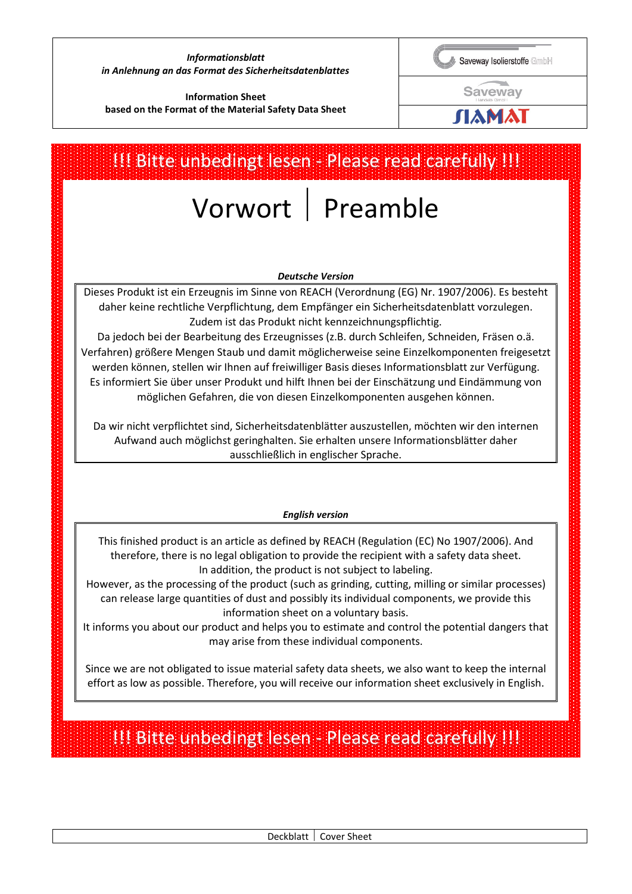*Informationsblatt*
*in Anlehnung an das Format des Sicherheitsdatenblattes*

**Information Sheet**
**based on the Format of the Material Safety Data Sheet**

Saveway Isolierstoffe GmbH

Saveway

SIAMAT

**!!! Bitte unbedingt lesen - Please read carefully !!!**

# Vorwort | Preamble

***Deutsche Version***

Dieses Produkt ist ein Erzeugnis im Sinne von REACH (Verordnung (EG) Nr. 1907/2006). Es besteht daher keine rechtliche Verpflichtung, dem Empfänger ein Sicherheitsdatenblatt vorzulegen. Zudem ist das Produkt nicht kennzeichnungspflichtig.
Da jedoch bei der Bearbeitung des Erzeugnisses (z.B. durch Schleifen, Schneiden, Fräsen o.ä. Verfahren) größere Mengen Staub und damit möglicherweise seine Einzelkomponenten freigesetzt werden können, stellen wir Ihnen auf freiwilliger Basis dieses Informationsblatt zur Verfügung. Es informiert Sie über unser Produkt und hilft Ihnen bei der Einschätzung und Eindämmung von möglichen Gefahren, die von diesen Einzelkomponenten ausgehen können.

Da wir nicht verpflichtet sind, Sicherheitsdatenblätter auszustellen, möchten wir den internen Aufwand auch möglichst geringhalten. Sie erhalten unsere Informationsblätter daher ausschließlich in englischer Sprache.

***English version***

This finished product is an article as defined by REACH (Regulation (EC) No 1907/2006). And therefore, there is no legal obligation to provide the recipient with a safety data sheet.
In addition, the product is not subject to labeling.
However, as the processing of the product (such as grinding, cutting, milling or similar processes) can release large quantities of dust and possibly its individual components, we provide this information sheet on a voluntary basis.
It informs you about our product and helps you to estimate and control the potential dangers that may arise from these individual components.

Since we are not obligated to issue material safety data sheets, we also want to keep the internal effort as low as possible. Therefore, you will receive our information sheet exclusively in English.

**!!! Bitte unbedingt lesen - Please read carefully !!!**

Deckblatt | Cover Sheet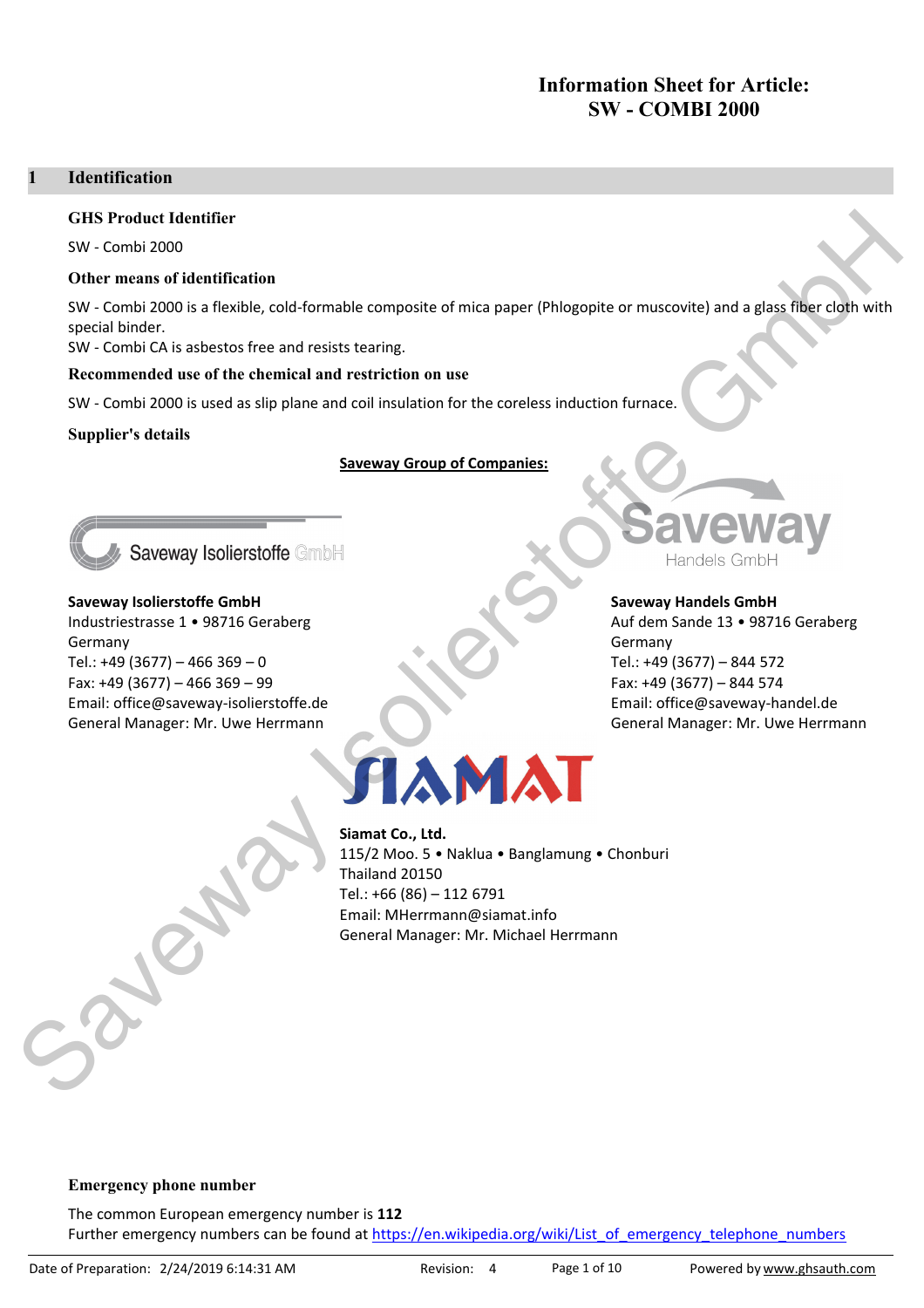# Information Sheet for Article:
# SW - COMBI 2000

## 1 Identification

### GHS Product Identifier

SW - Combi 2000

### Other means of identification

SW - Combi 2000 is a flexible, cold-formable composite of mica paper (Phlogopite or muscovite) and a glass fiber cloth with special binder.
SW - Combi CA is asbestos free and resists tearing.

### Recommended use of the chemical and restriction on use

SW - Combi 2000 is used as slip plane and coil insulation for the coreless induction furnace.

### Supplier's details

**Saveway Group of Companies:**

**Saveway Isolierstoffe GmbH**
Industriestrasse 1 • 98716 Geraberg
Germany
Tel.: +49 (3677) – 466 369 – 0
Fax: +49 (3677) – 466 369 – 99
Email: office@saveway-isolierstoffe.de
General Manager: Mr. Uwe Herrmann

**Saveway Handels GmbH**
Auf dem Sande 13 • 98716 Geraberg
Germany
Tel.: +49 (3677) – 844 572
Fax: +49 (3677) – 844 574
Email: office@saveway-handel.de
General Manager: Mr. Uwe Herrmann

**Siamat Co., Ltd.**
115/2 Moo. 5 • Naklua • Banglamung • Chonburi
Thailand 20150
Tel.: +66 (86) – 112 6791
Email: MHerrmann@siamat.info
General Manager: Mr. Michael Herrmann

### Emergency phone number

The common European emergency number is **112**
Further emergency numbers can be found at https://en.wikipedia.org/wiki/List_of_emergency_telephone_numbers

Date of Preparation: 2/24/2019 6:14:31 AM    Revision: 4    Powered by www.ghsauth.com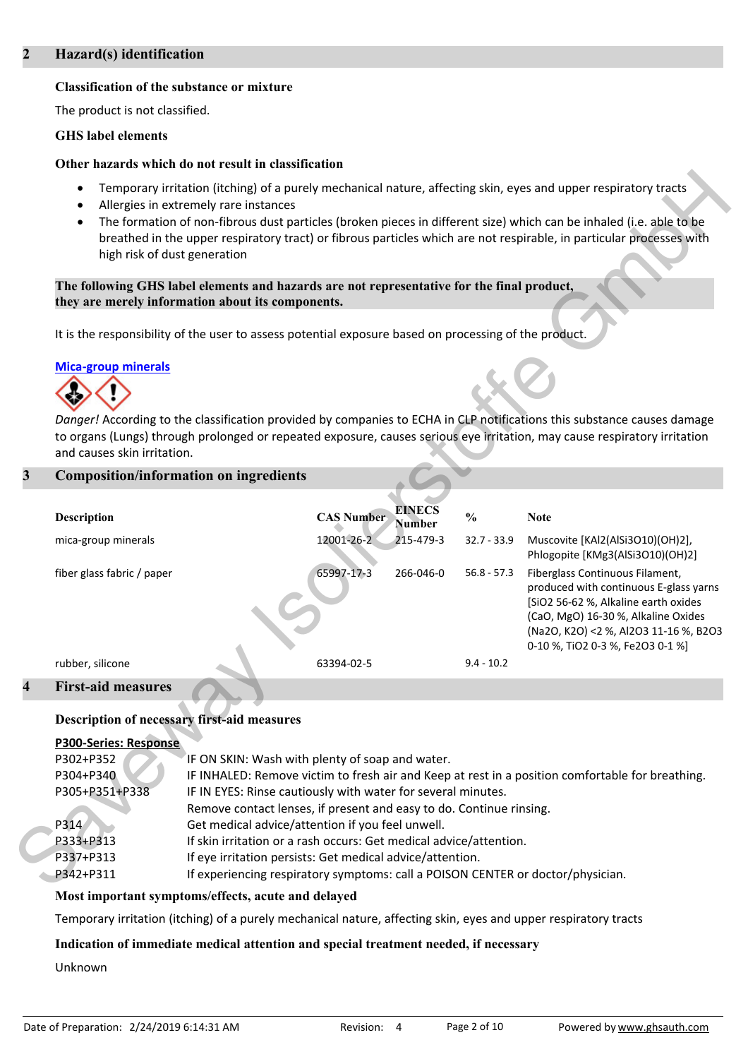## 2 Hazard(s) identification

### Classification of the substance or mixture

The product is not classified.

### GHS label elements

### Other hazards which do not result in classification

- Temporary irritation (itching) of a purely mechanical nature, affecting skin, eyes and upper respiratory tracts
- Allergies in extremely rare instances
- The formation of non-fibrous dust particles (broken pieces in different size) which can be inhaled (i.e. able to be breathed in the upper respiratory tract) or fibrous particles which are not respirable, in particular processes with high risk of dust generation

**The following GHS label elements and hazards are not representative for the final product, they are merely information about its components.**

It is the responsibility of the user to assess potential exposure based on processing of the product.

**Mica-group minerals**

*Danger!* According to the classification provided by companies to ECHA in CLP notifications this substance causes damage to organs (Lungs) through prolonged or repeated exposure, causes serious eye irritation, may cause respiratory irritation and causes skin irritation.

## 3 Composition/information on ingredients

| Description | CAS Number | EINECS Number | % | Note |
|---|---|---|---|---|
| mica-group minerals | 12001-26-2 | 215-479-3 | 32.7 - 33.9 | Muscovite [$KAl_2(AlSi_3O_{10})(OH)_2$], Phlogopite [$KMg_3(AlSi_3O_{10})(OH)_2$] |
| fiber glass fabric / paper | 65997-17-3 | 266-046-0 | 56.8 - 57.3 | Fiberglass Continuous Filament, produced with continuous E-glass yarns [$SiO_2$ 56-62 %, Alkaline earth oxides ($CaO$, $MgO$) 16-30 %, Alkaline Oxides ($Na_2O$, $K_2O$) <2 %, $Al_2O_3$ 11-16 %, $B_2O_3$ 0-10 %, $TiO_2$ 0-3 %, $Fe_2O_3$ 0-1 %] |
| rubber, silicone | 63394-02-5 | | 9.4 - 10.2 | |

## 4 First-aid measures

### Description of necessary first-aid measures

**P300-Series: Response**

| | |
|---|---|
| P302+P352 | IF ON SKIN: Wash with plenty of soap and water. |
| P304+P340 | IF INHALED: Remove victim to fresh air and Keep at rest in a position comfortable for breathing. |
| P305+P351+P338 | IF IN EYES: Rinse cautiously with water for several minutes. Remove contact lenses, if present and easy to do. Continue rinsing. |
| P314 | Get medical advice/attention if you feel unwell. |
| P333+P313 | If skin irritation or a rash occurs: Get medical advice/attention. |
| P337+P313 | If eye irritation persists: Get medical advice/attention. |
| P342+P311 | If experiencing respiratory symptoms: call a POISON CENTER or doctor/physician. |

### Most important symptoms/effects, acute and delayed

Temporary irritation (itching) of a purely mechanical nature, affecting skin, eyes and upper respiratory tracts

### Indication of immediate medical attention and special treatment needed, if necessary

Unknown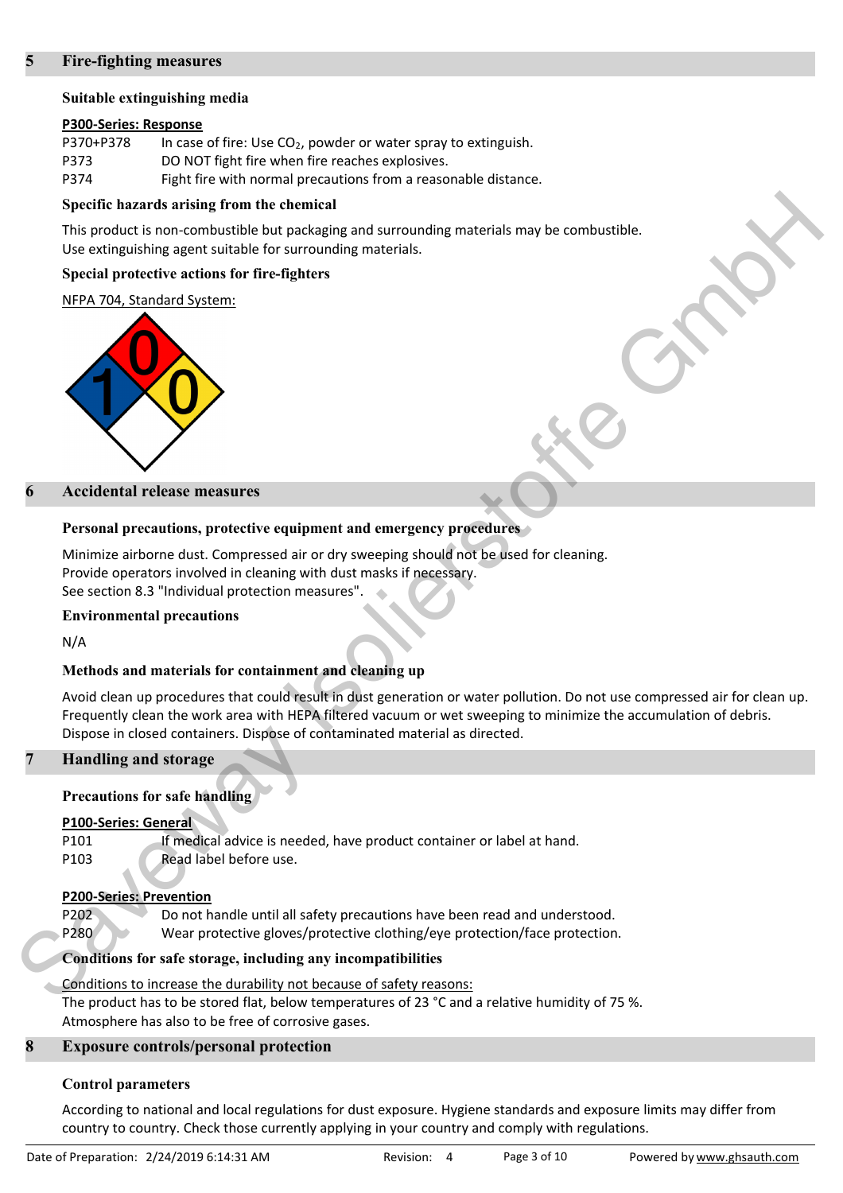## 5 Fire-fighting measures

### Suitable extinguishing media

**P300-Series: Response**

P370+P378 In case of fire: Use $CO_2$, powder or water spray to extinguish.
P373 DO NOT fight fire when fire reaches explosives.
P374 Fight fire with normal precautions from a reasonable distance.

### Specific hazards arising from the chemical

This product is non-combustible but packaging and surrounding materials may be combustible.
Use extinguishing agent suitable for surrounding materials.

### Special protective actions for fire-fighters

NFPA 704, Standard System:

Health: 1
Flammability: 0
Instability: 0

## 6 Accidental release measures

### Personal precautions, protective equipment and emergency procedures

Minimize airborne dust. Compressed air or dry sweeping should not be used for cleaning.
Provide operators involved in cleaning with dust masks if necessary.
See section 8.3 "Individual protection measures".

### Environmental precautions

N/A

### Methods and materials for containment and cleaning up

Avoid clean up procedures that could result in dust generation or water pollution. Do not use compressed air for clean up. Frequently clean the work area with HEPA filtered vacuum or wet sweeping to minimize the accumulation of debris. Dispose in closed containers. Dispose of contaminated material as directed.

## 7 Handling and storage

### Precautions for safe handling

**P100-Series: General**

P101 If medical advice is needed, have product container or label at hand.
P103 Read label before use.

**P200-Series: Prevention**

P202 Do not handle until all safety precautions have been read and understood.
P280 Wear protective gloves/protective clothing/eye protection/face protection.

### Conditions for safe storage, including any incompatibilities

Conditions to increase the durability not because of safety reasons:
The product has to be stored flat, below temperatures of 23 °C and a relative humidity of 75 %.
Atmosphere has also to be free of corrosive gases.

## 8 Exposure controls/personal protection

### Control parameters

According to national and local regulations for dust exposure. Hygiene standards and exposure limits may differ from country to country. Check those currently applying in your country and comply with regulations.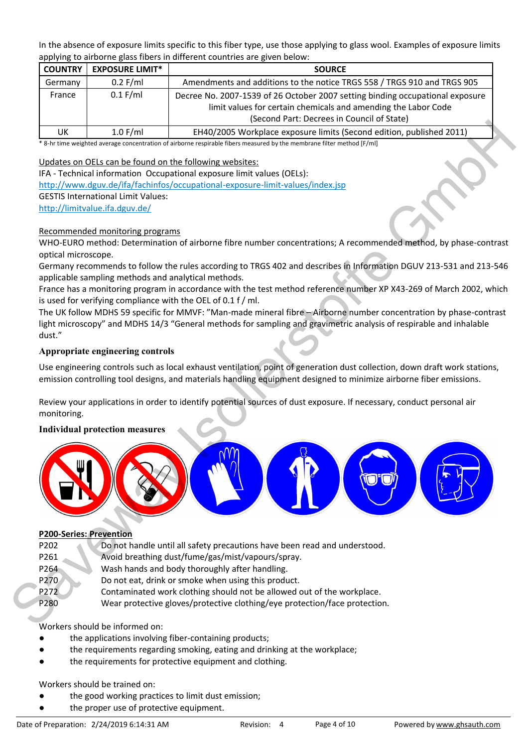In the absence of exposure limits specific to this fiber type, use those applying to glass wool. Examples of exposure limits applying to airborne glass fibers in different countries are given below:

| COUNTRY | EXPOSURE LIMIT* | SOURCE |
|---|---|---|
| Germany | 0.2 F/ml | Amendments and additions to the notice TRGS 558 / TRGS 910 and TRGS 905 |
| France | 0.1 F/ml | Decree No. 2007-1539 of 26 October 2007 setting binding occupational exposure limit values for certain chemicals and amending the Labor Code (Second Part: Decrees in Council of State) |
| UK | 1.0 F/ml | EH40/2005 Workplace exposure limits (Second edition, published 2011) |

* 8-hr time weighted average concentration of airborne respirable fibers measured by the membrane filter method [F/ml]

Updates on OELs can be found on the following websites:
IFA - Technical information Occupational exposure limit values (OELs):
http://www.dguv.de/ifa/fachinfos/occupational-exposure-limit-values/index.jsp
GESTIS International Limit Values:
http://limitvalue.ifa.dguv.de/

Recommended monitoring programs
WHO-EURO method: Determination of airborne fibre number concentrations; A recommended method, by phase-contrast optical microscope.
Germany recommends to follow the rules according to TRGS 402 and describes in Information DGUV 213-531 and 213-546 applicable sampling methods and analytical methods.
France has a monitoring program in accordance with the test method reference number XP X43-269 of March 2002, which is used for verifying compliance with the OEL of 0.1 f / ml.
The UK follow MDHS 59 specific for MMVF: "Man-made mineral fibre – Airborne number concentration by phase-contrast light microscopy" and MDHS 14/3 "General methods for sampling and gravimetric analysis of respirable and inhalable dust."

**Appropriate engineering controls**

Use engineering controls such as local exhaust ventilation, point of generation dust collection, down draft work stations, emission controlling tool designs, and materials handling equipment designed to minimize airborne fiber emissions.

Review your applications in order to identify potential sources of dust exposure. If necessary, conduct personal air monitoring.

**Individual protection measures**

**P200-Series: Prevention**

P202 Do not handle until all safety precautions have been read and understood.
P261 Avoid breathing dust/fume/gas/mist/vapours/spray.
P264 Wash hands and body thoroughly after handling.
P270 Do not eat, drink or smoke when using this product.
P272 Contaminated work clothing should not be allowed out of the workplace.
P280 Wear protective gloves/protective clothing/eye protection/face protection.

Workers should be informed on:
- the applications involving fiber-containing products;
- the requirements regarding smoking, eating and drinking at the workplace;
- the requirements for protective equipment and clothing.

Workers should be trained on:
- the good working practices to limit dust emission;
- the proper use of protective equipment.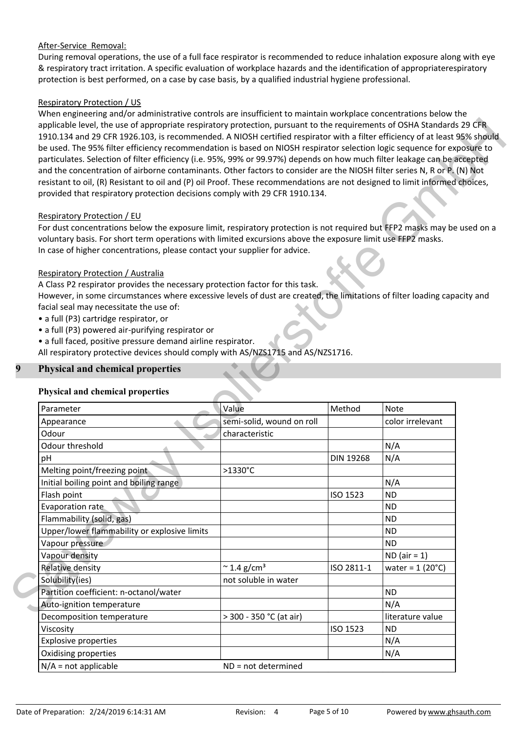After-Service Removal:

During removal operations, the use of a full face respirator is recommended to reduce inhalation exposure along with eye & respiratory tract irritation. A specific evaluation of workplace hazards and the identification of appropriaterespiratory protection is best performed, on a case by case basis, by a qualified industrial hygiene professional.

Respiratory Protection / US

When engineering and/or administrative controls are insufficient to maintain workplace concentrations below the applicable level, the use of appropriate respiratory protection, pursuant to the requirements of OSHA Standards 29 CFR 1910.134 and 29 CFR 1926.103, is recommended. A NIOSH certified respirator with a filter efficiency of at least 95% should be used. The 95% filter efficiency recommendation is based on NIOSH respirator selection logic sequence for exposure to particulates. Selection of filter efficiency (i.e. 95%, 99% or 99.97%) depends on how much filter leakage can be accepted and the concentration of airborne contaminants. Other factors to consider are the NIOSH filter series N, R or P. (N) Not resistant to oil, (R) Resistant to oil and (P) oil Proof. These recommendations are not designed to limit informed choices, provided that respiratory protection decisions comply with 29 CFR 1910.134.

Respiratory Protection / EU

For dust concentrations below the exposure limit, respiratory protection is not required but FFP2 masks may be used on a voluntary basis. For short term operations with limited excursions above the exposure limit use FFP2 masks.
In case of higher concentrations, please contact your supplier for advice.

Respiratory Protection / Australia

A Class P2 respirator provides the necessary protection factor for this task.
However, in some circumstances where excessive levels of dust are created, the limitations of filter loading capacity and facial seal may necessitate the use of:

- a full (P3) cartridge respirator, or
- a full (P3) powered air-purifying respirator or
- a full faced, positive pressure demand airline respirator.

All respiratory protective devices should comply with AS/NZS1715 and AS/NZS1716.

## 9 Physical and chemical properties

### Physical and chemical properties

| Parameter | Value | Method | Note |
|---|---|---|---|
| Appearance | semi-solid, wound on roll | | color irrelevant |
| Odour | characteristic | | |
| Odour threshold | | | N/A |
| pH | | DIN 19268 | N/A |
| Melting point/freezing point | >1330°C | | |
| Initial boiling point and boiling range | | | N/A |
| Flash point | | ISO 1523 | ND |
| Evaporation rate | | | ND |
| Flammability (solid, gas) | | | ND |
| Upper/lower flammability or explosive limits | | | ND |
| Vapour pressure | | | ND |
| Vapour density | | | ND (air = 1) |
| Relative density | ~ 1.4 g/cm³ | ISO 2811-1 | water = 1 (20°C) |
| Solubility(ies) | not soluble in water | | |
| Partition coefficient: n-octanol/water | | | ND |
| Auto-ignition temperature | | | N/A |
| Decomposition temperature | > 300 - 350 °C (at air) | | literature value |
| Viscosity | | ISO 1523 | ND |
| Explosive properties | | | N/A |
| Oxidising properties | | | N/A |
| N/A = not applicable | ND = not determined | | |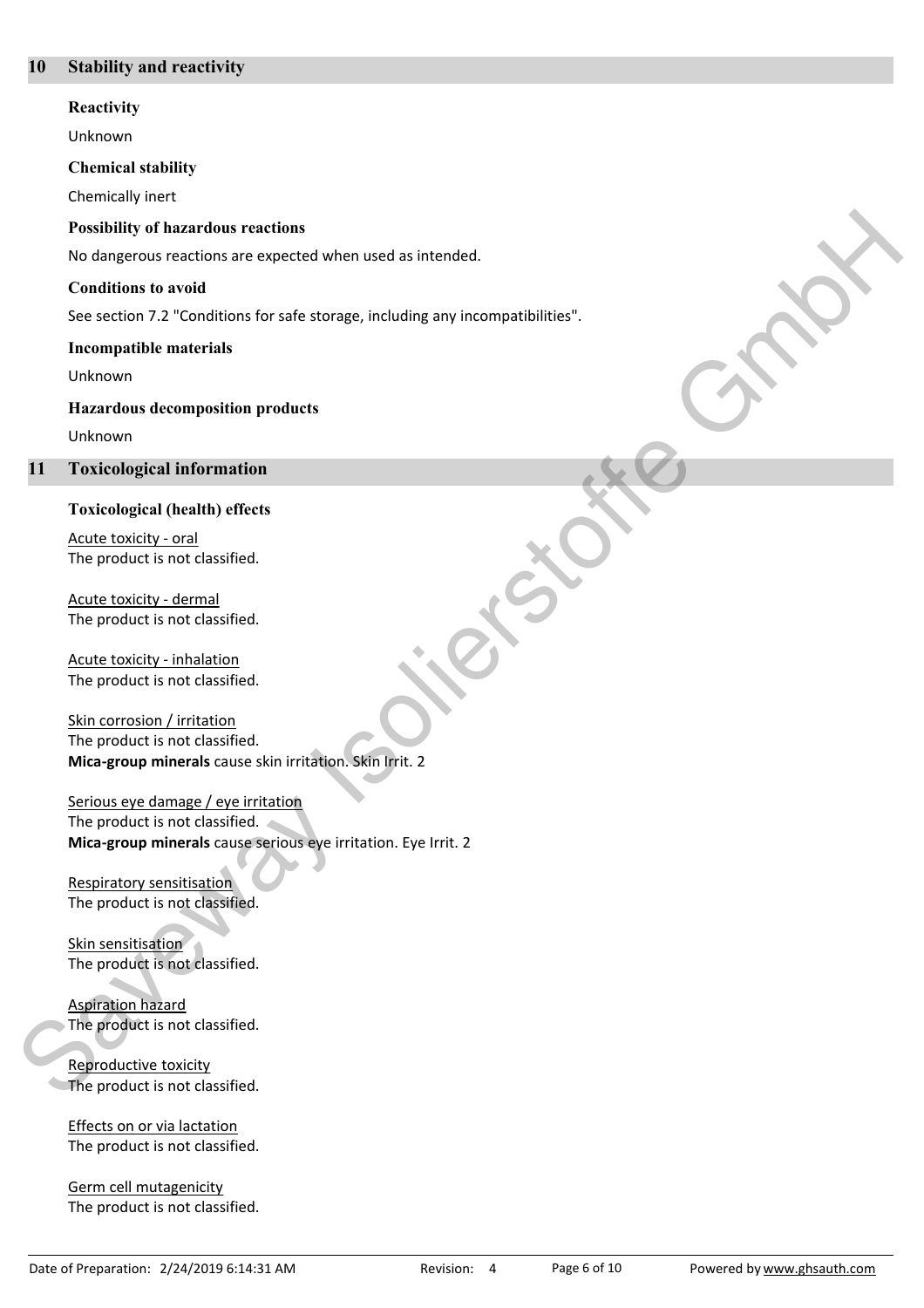## 10 Stability and reactivity

**Reactivity**

Unknown

**Chemical stability**

Chemically inert

**Possibility of hazardous reactions**

No dangerous reactions are expected when used as intended.

**Conditions to avoid**

See section 7.2 "Conditions for safe storage, including any incompatibilities".

**Incompatible materials**

Unknown

**Hazardous decomposition products**

Unknown

## 11 Toxicological information

**Toxicological (health) effects**

Acute toxicity - oral
The product is not classified.

Acute toxicity - dermal
The product is not classified.

Acute toxicity - inhalation
The product is not classified.

Skin corrosion / irritation
The product is not classified.
**Mica-group minerals** cause skin irritation. Skin Irrit. 2

Serious eye damage / eye irritation
The product is not classified.
**Mica-group minerals** cause serious eye irritation. Eye Irrit. 2

Respiratory sensitisation
The product is not classified.

Skin sensitisation
The product is not classified.

Aspiration hazard
The product is not classified.

Reproductive toxicity
The product is not classified.

Effects on or via lactation
The product is not classified.

Germ cell mutagenicity
The product is not classified.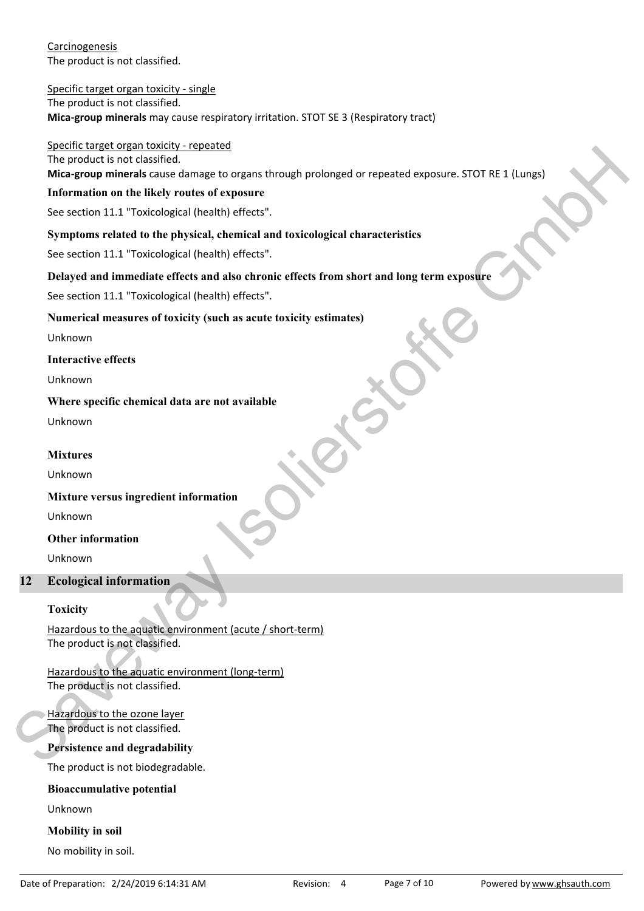Carcinogenesis
The product is not classified.

Specific target organ toxicity - single
The product is not classified.
**Mica-group minerals** may cause respiratory irritation. STOT SE 3 (Respiratory tract)

Specific target organ toxicity - repeated
The product is not classified.
**Mica-group minerals** cause damage to organs through prolonged or repeated exposure. STOT RE 1 (Lungs)

**Information on the likely routes of exposure**

See section 11.1 "Toxicological (health) effects".

**Symptoms related to the physical, chemical and toxicological characteristics**

See section 11.1 "Toxicological (health) effects".

**Delayed and immediate effects and also chronic effects from short and long term exposure**

See section 11.1 "Toxicological (health) effects".

**Numerical measures of toxicity (such as acute toxicity estimates)**

Unknown

**Interactive effects**

Unknown

**Where specific chemical data are not available**

Unknown

**Mixtures**

Unknown

**Mixture versus ingredient information**

Unknown

**Other information**

Unknown

## 12 Ecological information

**Toxicity**

Hazardous to the aquatic environment (acute / short-term)
The product is not classified.

Hazardous to the aquatic environment (long-term)
The product is not classified.

Hazardous to the ozone layer
The product is not classified.

**Persistence and degradability**

The product is not biodegradable.

**Bioaccumulative potential**

Unknown

**Mobility in soil**

No mobility in soil.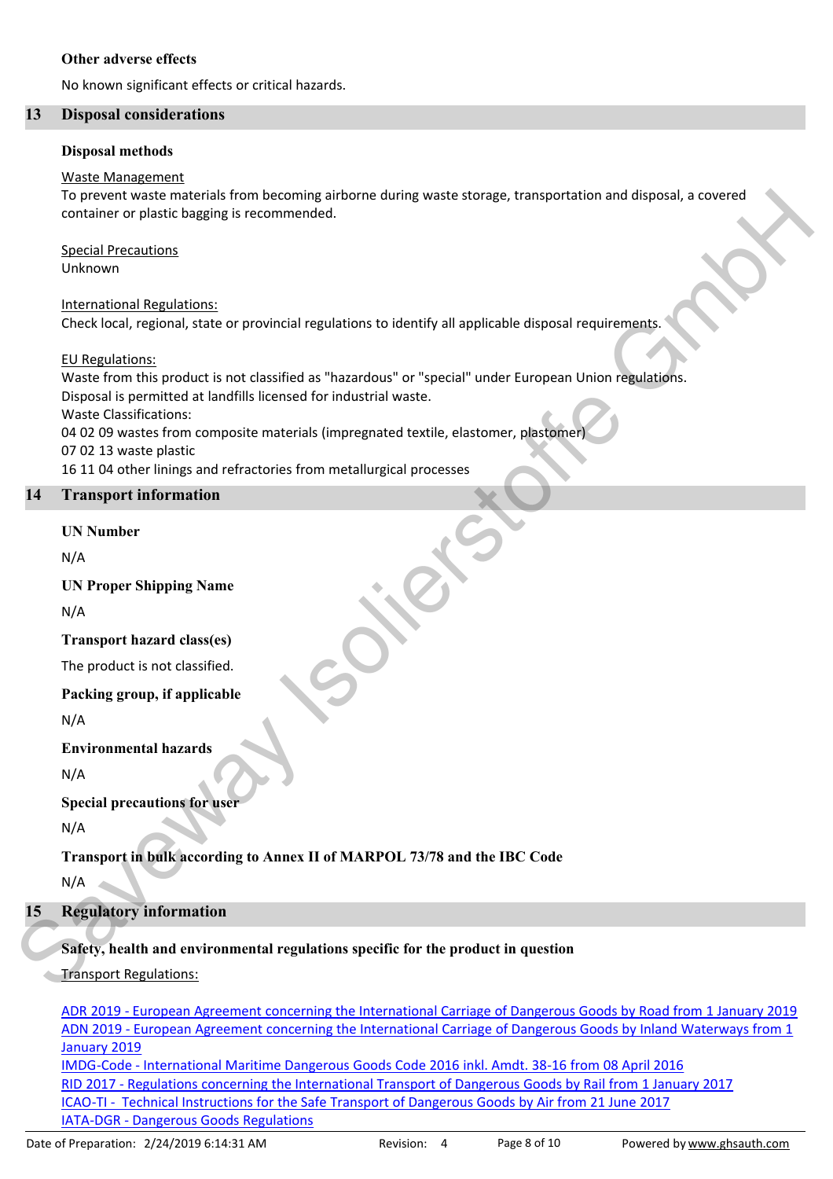**Other adverse effects**

No known significant effects or critical hazards.

## 13 Disposal considerations

**Disposal methods**

Waste Management

To prevent waste materials from becoming airborne during waste storage, transportation and disposal, a covered container or plastic bagging is recommended.

Special Precautions

Unknown

International Regulations:

Check local, regional, state or provincial regulations to identify all applicable disposal requirements.

EU Regulations:

Waste from this product is not classified as "hazardous" or "special" under European Union regulations.
Disposal is permitted at landfills licensed for industrial waste.
Waste Classifications:
04 02 09 wastes from composite materials (impregnated textile, elastomer, plastomer)
07 02 13 waste plastic
16 11 04 other linings and refractories from metallurgical processes

## 14 Transport information

**UN Number**

N/A

**UN Proper Shipping Name**

N/A

**Transport hazard class(es)**

The product is not classified.

**Packing group, if applicable**

N/A

**Environmental hazards**

N/A

**Special precautions for user**

N/A

**Transport in bulk according to Annex II of MARPOL 73/78 and the IBC Code**

N/A

## 15 Regulatory information

**Safety, health and environmental regulations specific for the product in question**

Transport Regulations:

ADR 2019 - European Agreement concerning the International Carriage of Dangerous Goods by Road from 1 January 2019
ADN 2019 - European Agreement concerning the International Carriage of Dangerous Goods by Inland Waterways from 1 January 2019
IMDG-Code - International Maritime Dangerous Goods Code 2016 inkl. Amdt. 38-16 from 08 April 2016
RID 2017 - Regulations concerning the International Transport of Dangerous Goods by Rail from 1 January 2017
ICAO-TI - Technical Instructions for the Safe Transport of Dangerous Goods by Air from 21 June 2017
IATA-DGR - Dangerous Goods Regulations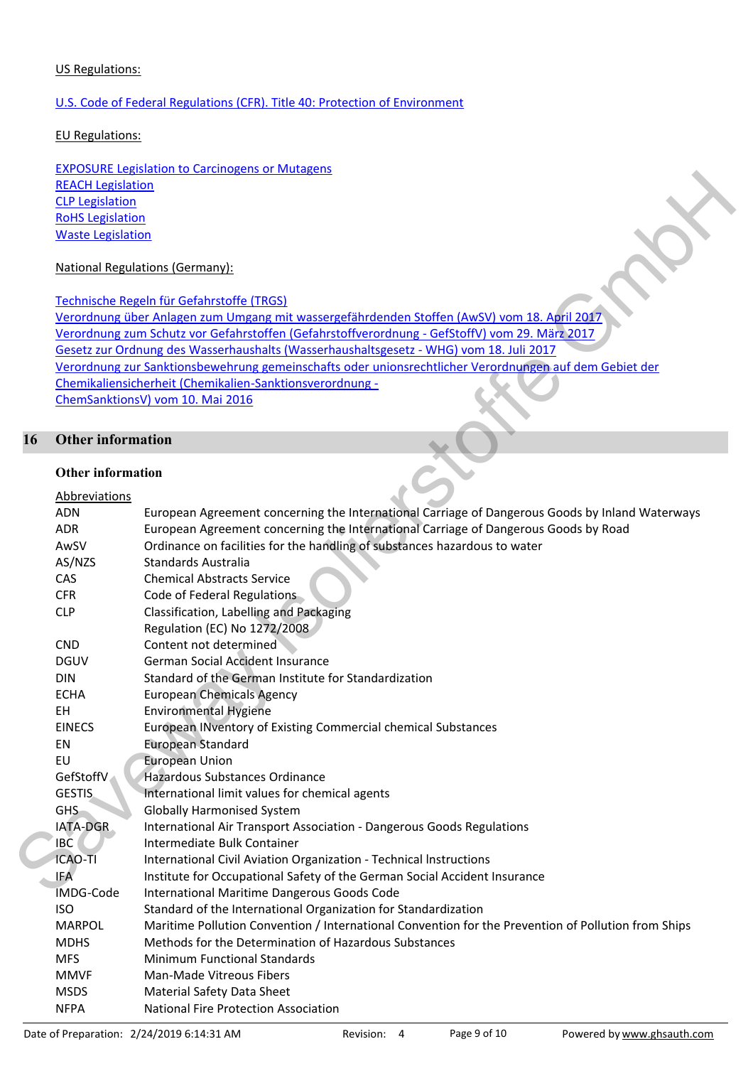US Regulations:

U.S. Code of Federal Regulations (CFR). Title 40: Protection of Environment

EU Regulations:

EXPOSURE Legislation to Carcinogens or Mutagens
REACH Legislation
CLP Legislation
RoHS Legislation
Waste Legislation

National Regulations (Germany):

Technische Regeln für Gefahrstoffe (TRGS)
Verordnung über Anlagen zum Umgang mit wassergefährdenden Stoffen (AwSV) vom 18. April 2017
Verordnung zum Schutz vor Gefahrstoffen (Gefahrstoffverordnung - GefStoffV) vom 29. März 2017
Gesetz zur Ordnung des Wasserhaushalts (Wasserhaushaltsgesetz - WHG) vom 18. Juli 2017
Verordnung zur Sanktionsbewehrung gemeinschafts oder unionsrechtlicher Verordnungen auf dem Gebiet der Chemikaliensicherheit (Chemikalien-Sanktionsverordnung - ChemSanktionsV) vom 10. Mai 2016

## 16 Other information

### Other information

Abbreviations

| | |
|---|---|
| ADN | European Agreement concerning the International Carriage of Dangerous Goods by Inland Waterways |
| ADR | European Agreement concerning the International Carriage of Dangerous Goods by Road |
| AwSV | Ordinance on facilities for the handling of substances hazardous to water |
| AS/NZS | Standards Australia |
| CAS | Chemical Abstracts Service |
| CFR | Code of Federal Regulations |
| CLP | Classification, Labelling and Packaging Regulation (EC) No 1272/2008 |
| CND | Content not determined |
| DGUV | German Social Accident Insurance |
| DIN | Standard of the German Institute for Standardization |
| ECHA | European Chemicals Agency |
| EH | Environmental Hygiene |
| EINECS | European INventory of Existing Commercial chemical Substances |
| EN | European Standard |
| EU | European Union |
| GefStoffV | Hazardous Substances Ordinance |
| GESTIS | International limit values for chemical agents |
| GHS | Globally Harmonised System |
| IATA-DGR | International Air Transport Association - Dangerous Goods Regulations |
| IBC | Intermediate Bulk Container |
| ICAO-TI | International Civil Aviation Organization - Technical Instructions |
| IFA | Institute for Occupational Safety of the German Social Accident Insurance |
| IMDG-Code | International Maritime Dangerous Goods Code |
| ISO | Standard of the International Organization for Standardization |
| MARPOL | Maritime Pollution Convention / International Convention for the Prevention of Pollution from Ships |
| MDHS | Methods for the Determination of Hazardous Substances |
| MFS | Minimum Functional Standards |
| MMVF | Man-Made Vitreous Fibers |
| MSDS | Material Safety Data Sheet |
| NFPA | National Fire Protection Association |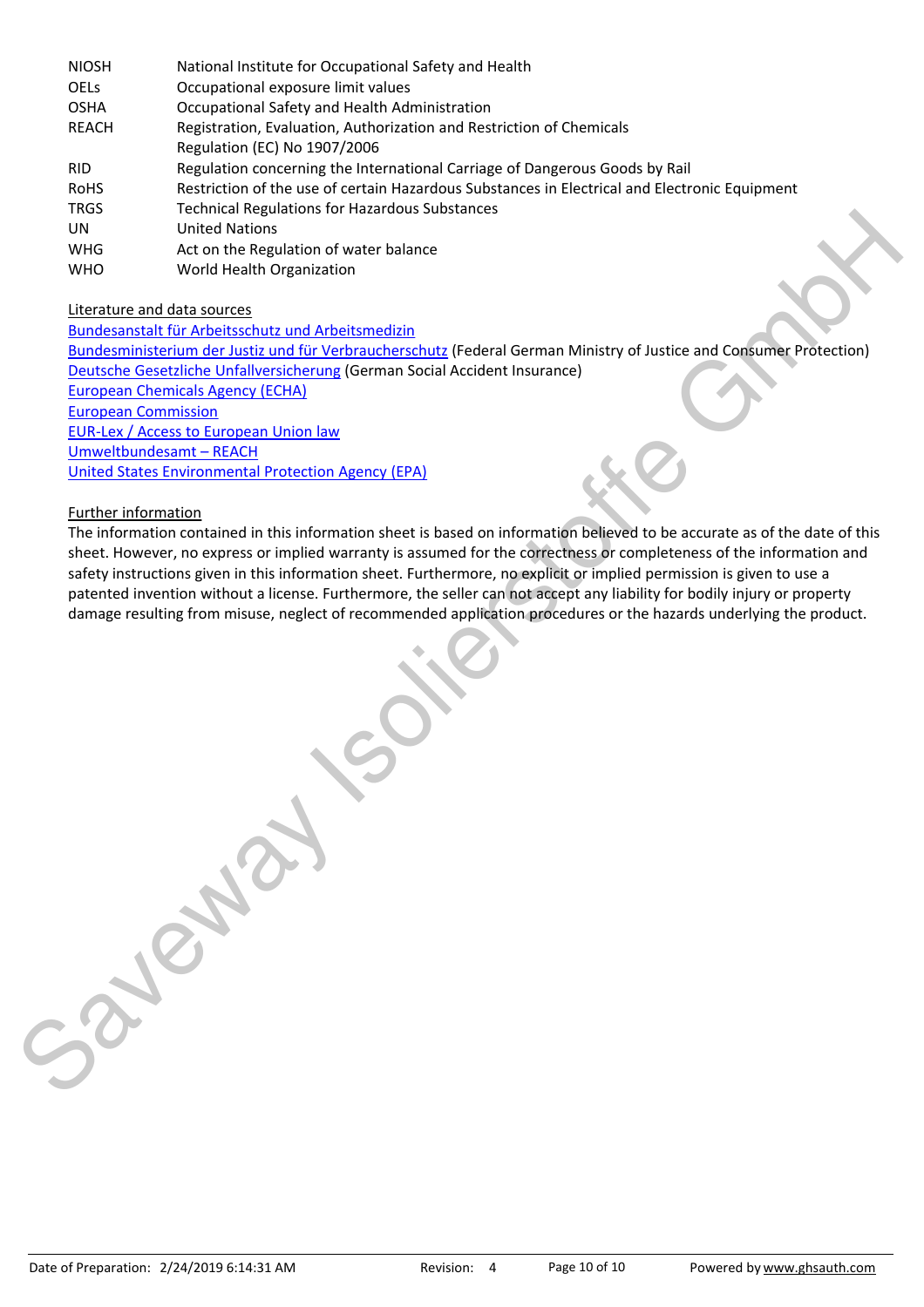| | |
|---|---|
| NIOSH | National Institute for Occupational Safety and Health |
| OELs | Occupational exposure limit values |
| OSHA | Occupational Safety and Health Administration |
| REACH | Registration, Evaluation, Authorization and Restriction of Chemicals Regulation (EC) No 1907/2006 |
| RID | Regulation concerning the International Carriage of Dangerous Goods by Rail |
| RoHS | Restriction of the use of certain Hazardous Substances in Electrical and Electronic Equipment |
| TRGS | Technical Regulations for Hazardous Substances |
| UN | United Nations |
| WHG | Act on the Regulation of water balance |
| WHO | World Health Organization |

Literature and data sources

Bundesanstalt für Arbeitsschutz und Arbeitsmedizin
Bundesministerium der Justiz und für Verbraucherschutz (Federal German Ministry of Justice and Consumer Protection)
Deutsche Gesetzliche Unfallversicherung (German Social Accident Insurance)
European Chemicals Agency (ECHA)
European Commission
EUR-Lex / Access to European Union law
Umweltbundesamt – REACH
United States Environmental Protection Agency (EPA)

Further information

The information contained in this information sheet is based on information believed to be accurate as of the date of this sheet. However, no express or implied warranty is assumed for the correctness or completeness of the information and safety instructions given in this information sheet. Furthermore, no explicit or implied permission is given to use a patented invention without a license. Furthermore, the seller can not accept any liability for bodily injury or property damage resulting from misuse, neglect of recommended application procedures or the hazards underlying the product.